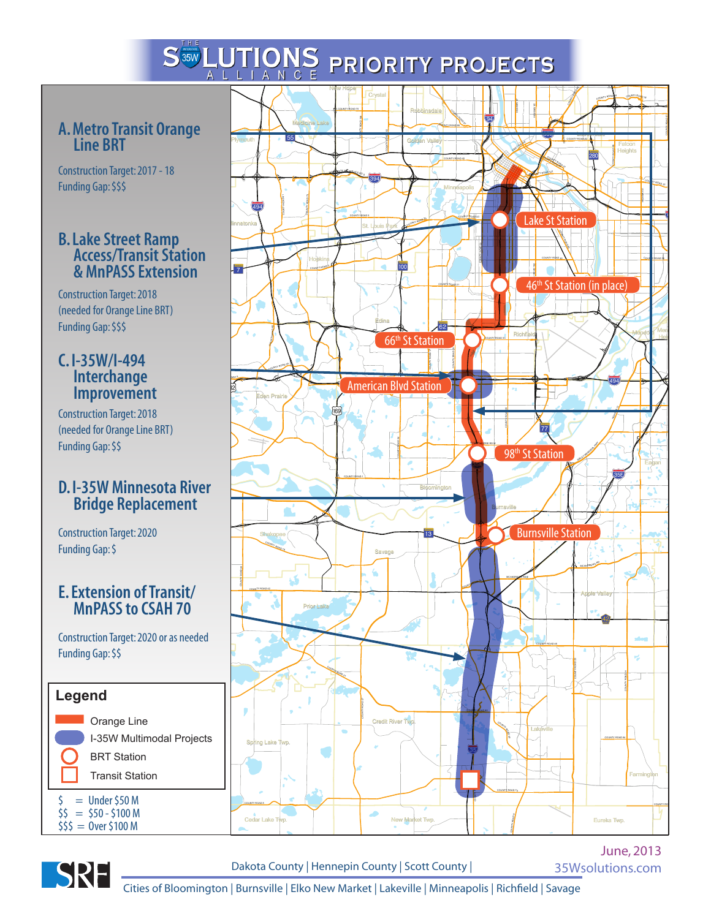# THE 35W SOLUTIONS ALLIANCE PRIORITY PROJECTS

## A. Metro Transit Orange Line BRT

Construction Target: 2017 - 18
Funding Gap: $$$

## B. Lake Street Ramp Access/Transit Station & MnPASS Extension

Construction Target: 2018
(needed for Orange Line BRT)
Funding Gap: $$$

## C. I-35W/I-494 Interchange Improvement

Construction Target: 2018
(needed for Orange Line BRT)
Funding Gap: $$

## D. I-35W Minnesota River Bridge Replacement

Construction Target: 2020
Funding Gap: $

## E. Extension of Transit/ MnPASS to CSAH 70

Construction Target: 2020 or as needed
Funding Gap: $$

**Legend**

- Orange Line
- I-35W Multimodal Projects
- BRT Station
- Transit Station

$ = Under $50 M
$$ = $50 - $100 M
$$$ = Over $100 M

Lake St Station
46th St Station (in place)
66th St Station
American Blvd Station
98th St Station
Burnsville Station

June, 2013
35Wsolutions.com

SRF

Dakota County | Hennepin County | Scott County |
Cities of Bloomington | Burnsville | Elko New Market | Lakeville | Minneapolis | Richfield | Savage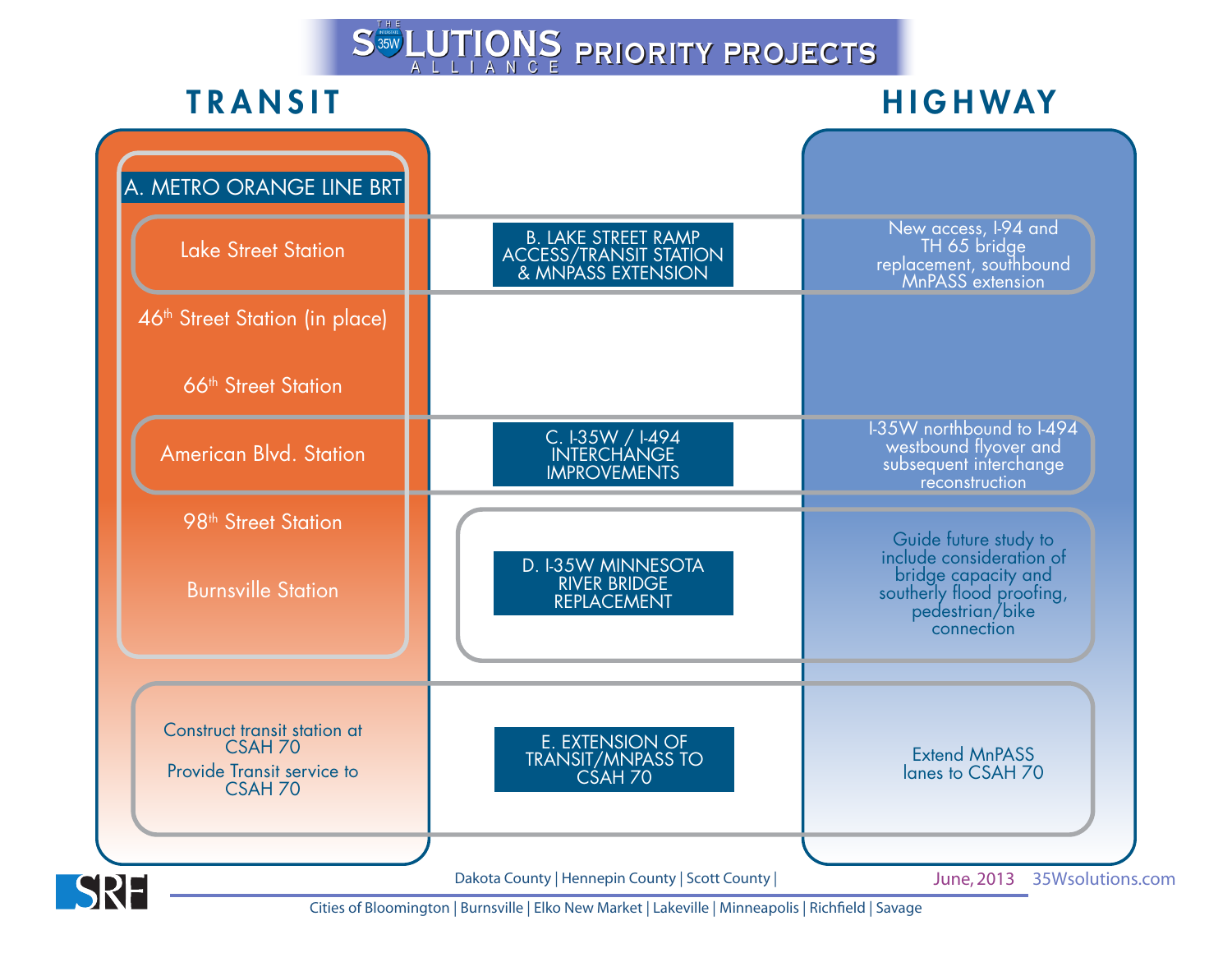# THE 35W SOLUTIONS ALLIANCE PRIORITY PROJECTS

| TRANSIT | | HIGHWAY |
|---|---|---|
| **A. METRO ORANGE LINE BRT** | | |
| Lake Street Station | B. LAKE STREET RAMP ACCESS/TRANSIT STATION & MNPASS EXTENSION | New access, I-94 and TH 65 bridge replacement, southbound MnPASS extension |
| 46th Street Station (in place) | | |
| 66th Street Station | | |
| American Blvd. Station | C. I-35W / I-494 INTERCHANGE IMPROVEMENTS | I-35W northbound to I-494 westbound flyover and subsequent interchange reconstruction |
| 98th Street Station | D. I-35W MINNESOTA RIVER BRIDGE REPLACEMENT | Guide future study to include consideration of bridge capacity and southerly flood proofing, pedestrian/bike connection |
| Burnsville Station | | |
| Construct transit station at CSAH 70<br>Provide Transit service to CSAH 70 | E. EXTENSION OF TRANSIT/MNPASS TO CSAH 70 | Extend MnPASS lanes to CSAH 70 |

SRF

Dakota County | Hennepin County | Scott County |

Cities of Bloomington | Burnsville | Elko New Market | Lakeville | Minneapolis | Richfield | Savage

June, 2013 35Wsolutions.com